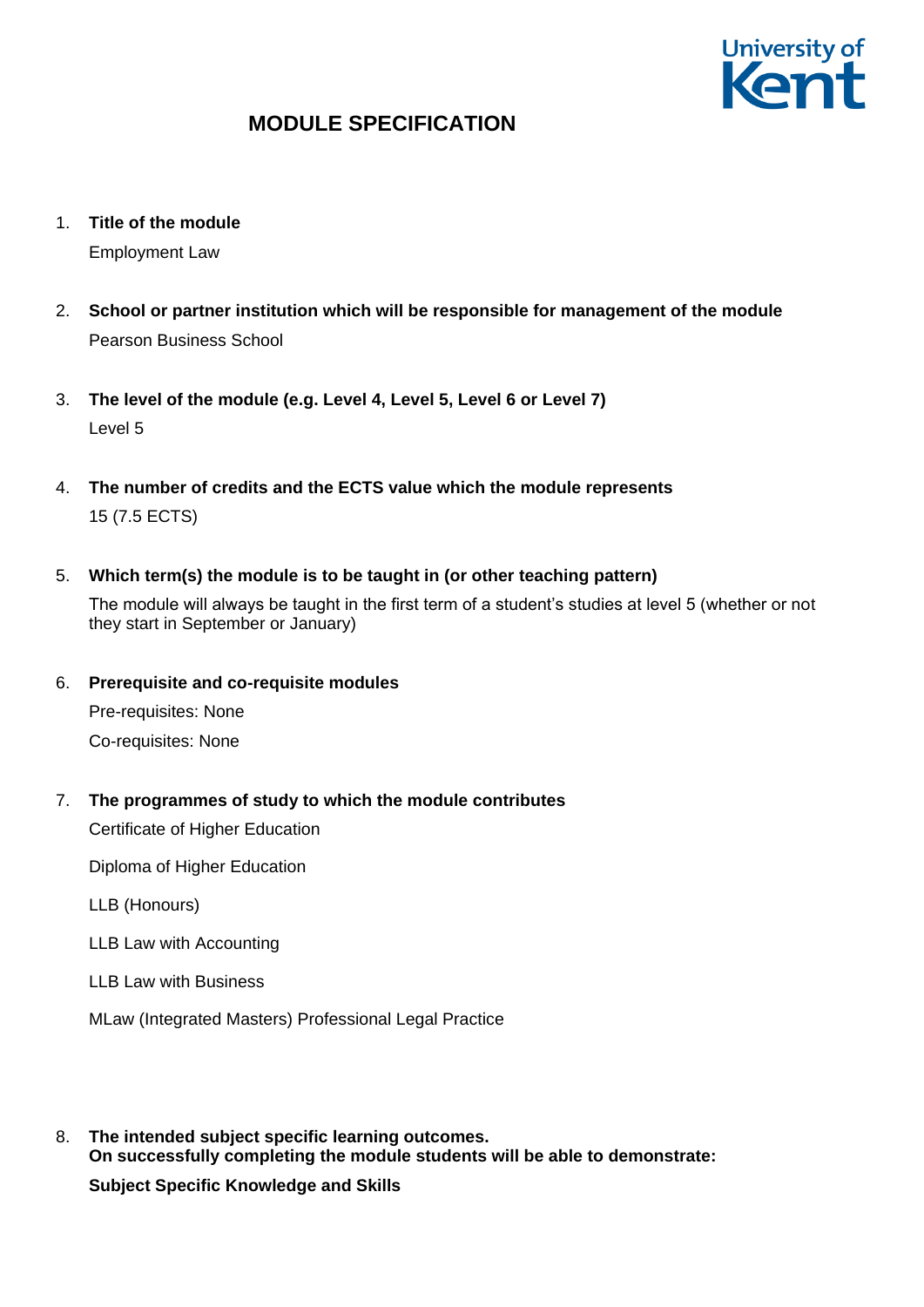# MODULE SPECIFICATION

1. **Title of the module**

   Employment Law

2. **School or partner institution which will be responsible for management of the module**

   Pearson Business School

3. **The level of the module (e.g. Level 4, Level 5, Level 6 or Level 7)**

   Level 5

4. **The number of credits and the ECTS value which the module represents**

   15 (7.5 ECTS)

5. **Which term(s) the module is to be taught in (or other teaching pattern)**

   The module will always be taught in the first term of a student's studies at level 5 (whether or not they start in September or January)

6. **Prerequisite and co-requisite modules**

   Pre-requisites: None

   Co-requisites: None

7. **The programmes of study to which the module contributes**

   Certificate of Higher Education

   Diploma of Higher Education

   LLB (Honours)

   LLB Law with Accounting

   LLB Law with Business

   MLaw (Integrated Masters) Professional Legal Practice

8. **The intended subject specific learning outcomes.**
   **On successfully completing the module students will be able to demonstrate:**

   **Subject Specific Knowledge and Skills**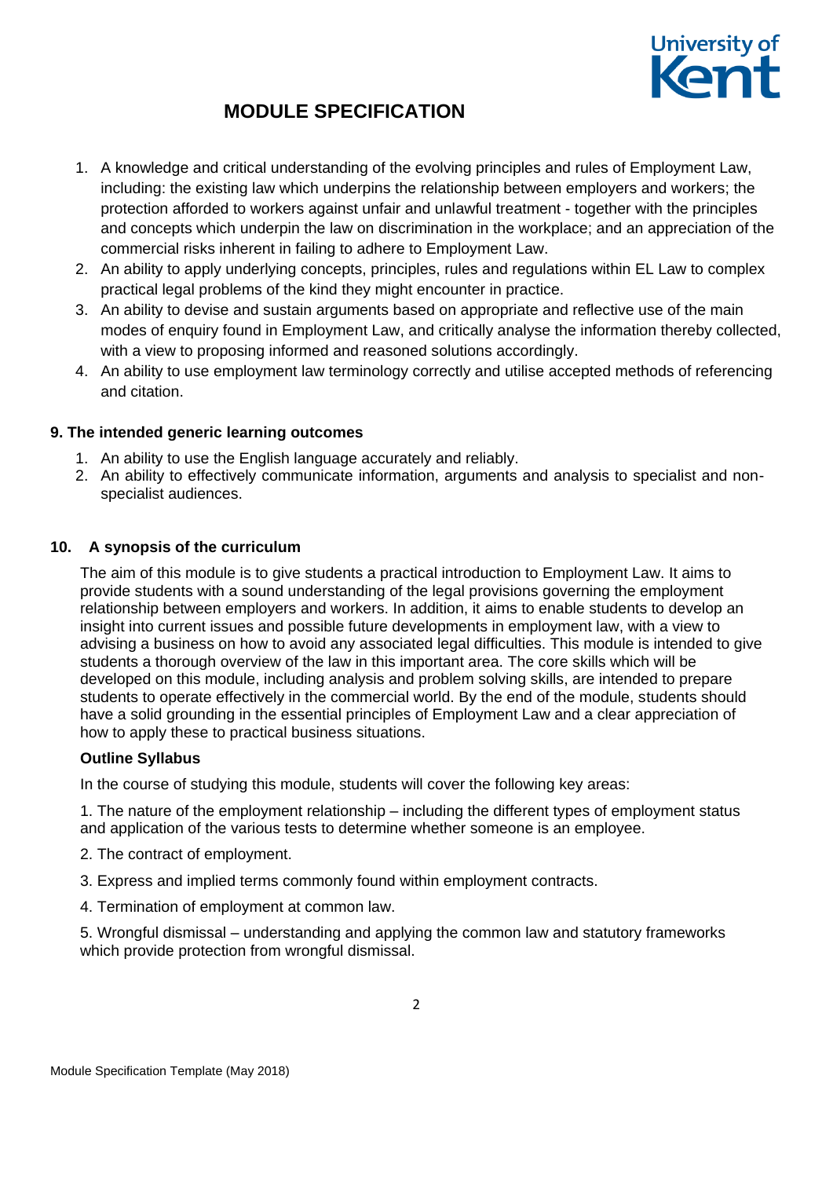# MODULE SPECIFICATION

1. A knowledge and critical understanding of the evolving principles and rules of Employment Law, including: the existing law which underpins the relationship between employers and workers; the protection afforded to workers against unfair and unlawful treatment - together with the principles and concepts which underpin the law on discrimination in the workplace; and an appreciation of the commercial risks inherent in failing to adhere to Employment Law.
2. An ability to apply underlying concepts, principles, rules and regulations within EL Law to complex practical legal problems of the kind they might encounter in practice.
3. An ability to devise and sustain arguments based on appropriate and reflective use of the main modes of enquiry found in Employment Law, and critically analyse the information thereby collected, with a view to proposing informed and reasoned solutions accordingly.
4. An ability to use employment law terminology correctly and utilise accepted methods of referencing and citation.

### 9. The intended generic learning outcomes

1. An ability to use the English language accurately and reliably.
2. An ability to effectively communicate information, arguments and analysis to specialist and non-specialist audiences.

### 10. A synopsis of the curriculum

The aim of this module is to give students a practical introduction to Employment Law. It aims to provide students with a sound understanding of the legal provisions governing the employment relationship between employers and workers. In addition, it aims to enable students to develop an insight into current issues and possible future developments in employment law, with a view to advising a business on how to avoid any associated legal difficulties. This module is intended to give students a thorough overview of the law in this important area. The core skills which will be developed on this module, including analysis and problem solving skills, are intended to prepare students to operate effectively in the commercial world. By the end of the module, students should have a solid grounding in the essential principles of Employment Law and a clear appreciation of how to apply these to practical business situations.

**Outline Syllabus**

In the course of studying this module, students will cover the following key areas:

1. The nature of the employment relationship – including the different types of employment status and application of the various tests to determine whether someone is an employee.

2. The contract of employment.

3. Express and implied terms commonly found within employment contracts.

4. Termination of employment at common law.

5. Wrongful dismissal – understanding and applying the common law and statutory frameworks which provide protection from wrongful dismissal.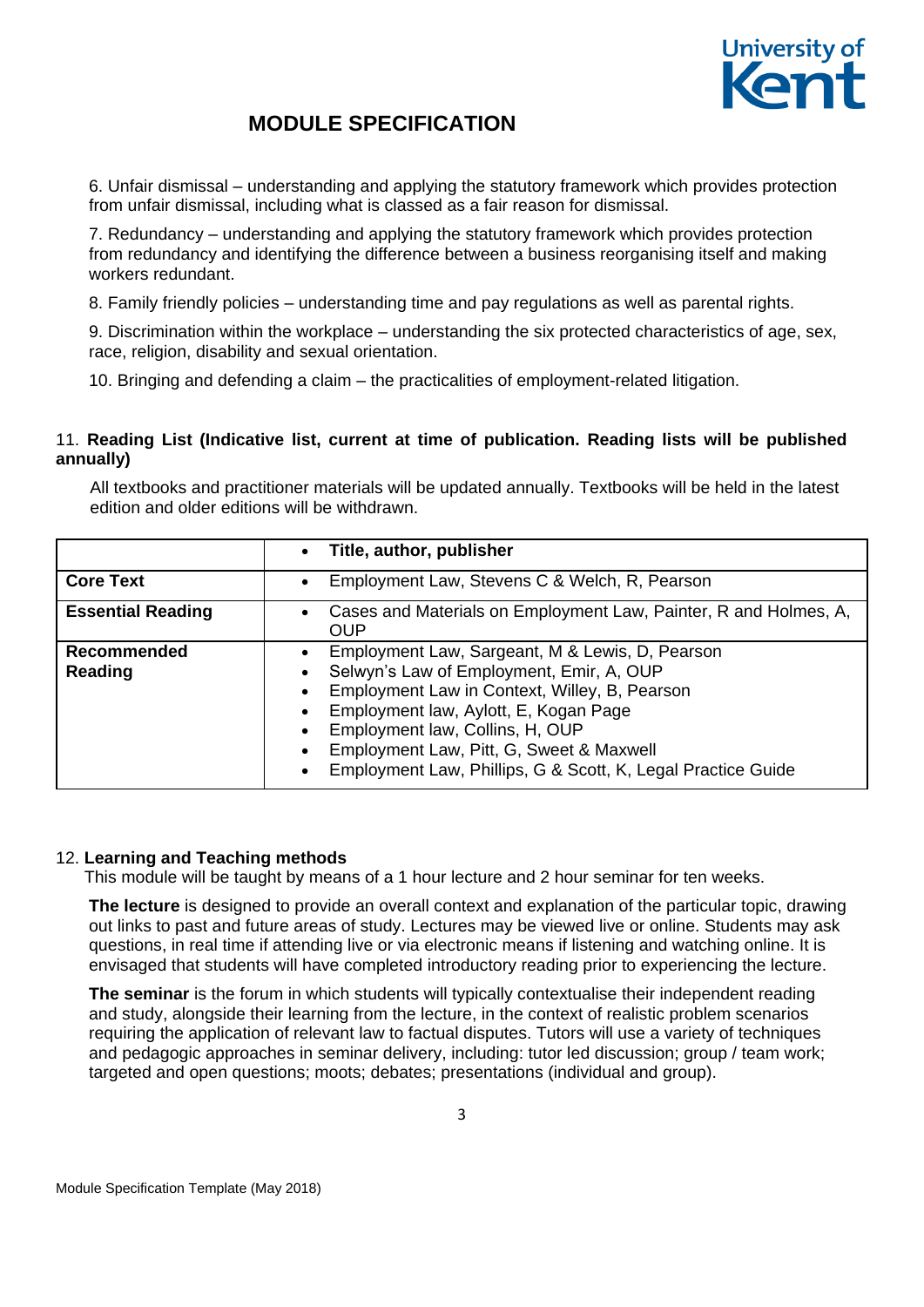6. Unfair dismissal – understanding and applying the statutory framework which provides protection from unfair dismissal, including what is classed as a fair reason for dismissal.

7. Redundancy – understanding and applying the statutory framework which provides protection from redundancy and identifying the difference between a business reorganising itself and making workers redundant.

8. Family friendly policies – understanding time and pay regulations as well as parental rights.

9. Discrimination within the workplace – understanding the six protected characteristics of age, sex, race, religion, disability and sexual orientation.

10. Bringing and defending a claim – the practicalities of employment-related litigation.

## 11. Reading List (Indicative list, current at time of publication. Reading lists will be published annually)

All textbooks and practitioner materials will be updated annually. Textbooks will be held in the latest edition and older editions will be withdrawn.

| | • **Title, author, publisher** |
|---|---|
| **Core Text** | • Employment Law, Stevens C & Welch, R, Pearson |
| **Essential Reading** | • Cases and Materials on Employment Law, Painter, R and Holmes, A, OUP |
| **Recommended Reading** | • Employment Law, Sargeant, M & Lewis, D, Pearson<br>• Selwyn's Law of Employment, Emir, A, OUP<br>• Employment Law in Context, Willey, B, Pearson<br>• Employment law, Aylott, E, Kogan Page<br>• Employment law, Collins, H, OUP<br>• Employment Law, Pitt, G, Sweet & Maxwell<br>• Employment Law, Phillips, G & Scott, K, Legal Practice Guide |

## 12. Learning and Teaching methods

This module will be taught by means of a 1 hour lecture and 2 hour seminar for ten weeks.

**The lecture** is designed to provide an overall context and explanation of the particular topic, drawing out links to past and future areas of study. Lectures may be viewed live or online. Students may ask questions, in real time if attending live or via electronic means if listening and watching online. It is envisaged that students will have completed introductory reading prior to experiencing the lecture.

**The seminar** is the forum in which students will typically contextualise their independent reading and study, alongside their learning from the lecture, in the context of realistic problem scenarios requiring the application of relevant law to factual disputes. Tutors will use a variety of techniques and pedagogic approaches in seminar delivery, including: tutor led discussion; group / team work; targeted and open questions; moots; debates; presentations (individual and group).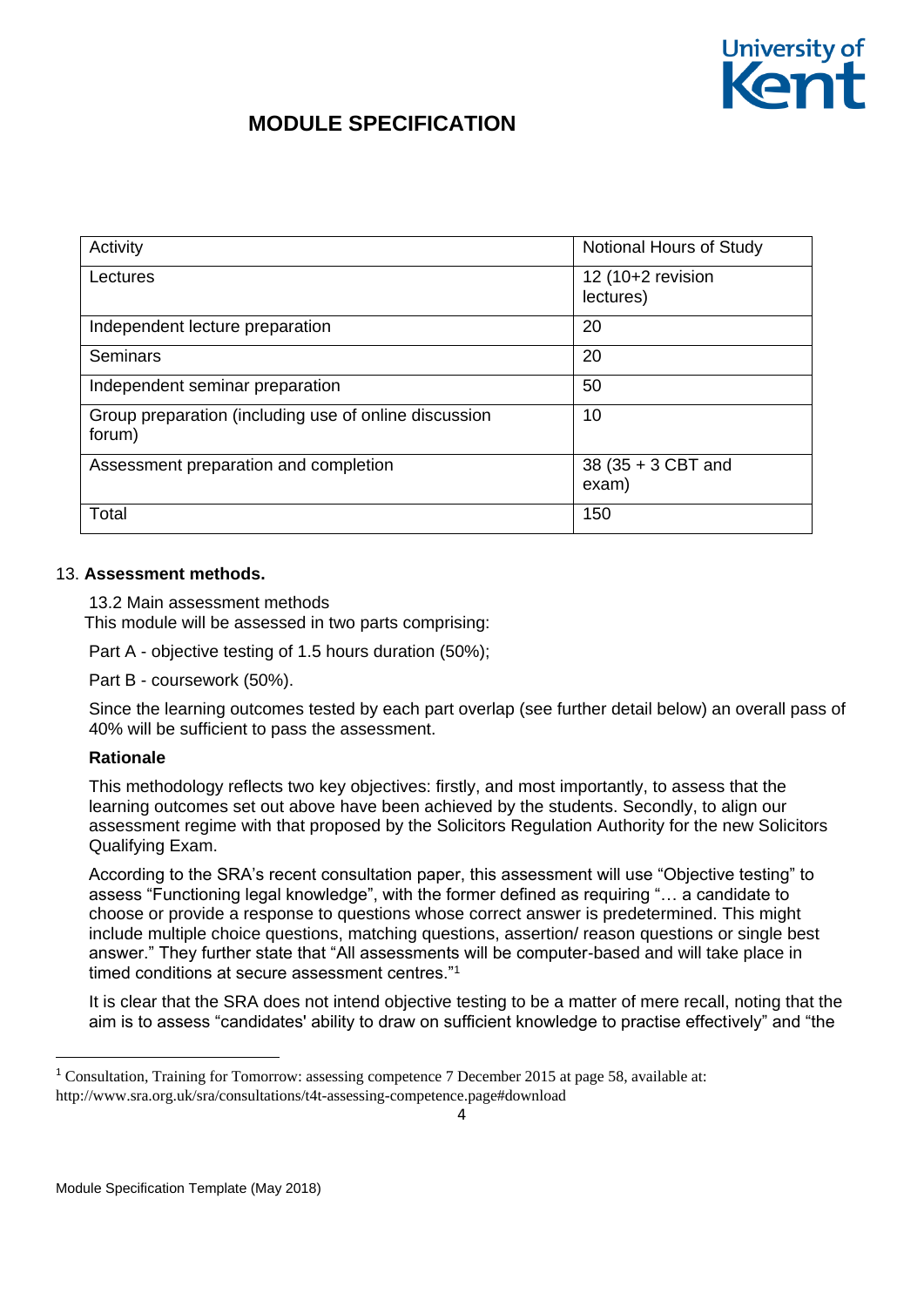| Activity | Notional Hours of Study |
| --- | --- |
| Lectures | 12 (10+2 revision lectures) |
| Independent lecture preparation | 20 |
| Seminars | 20 |
| Independent seminar preparation | 50 |
| Group preparation (including use of online discussion forum) | 10 |
| Assessment preparation and completion | 38 (35 + 3 CBT and exam) |
| Total | 150 |

13. **Assessment methods.**

13.2 Main assessment methods

This module will be assessed in two parts comprising:

Part A - objective testing of 1.5 hours duration (50%);

Part B - coursework (50%).

Since the learning outcomes tested by each part overlap (see further detail below) an overall pass of 40% will be sufficient to pass the assessment.

**Rationale**

This methodology reflects two key objectives: firstly, and most importantly, to assess that the learning outcomes set out above have been achieved by the students. Secondly, to align our assessment regime with that proposed by the Solicitors Regulation Authority for the new Solicitors Qualifying Exam.

According to the SRA's recent consultation paper, this assessment will use "Objective testing" to assess "Functioning legal knowledge", with the former defined as requiring "… a candidate to choose or provide a response to questions whose correct answer is predetermined. This might include multiple choice questions, matching questions, assertion/ reason questions or single best answer." They further state that "All assessments will be computer-based and will take place in timed conditions at secure assessment centres."[1]

It is clear that the SRA does not intend objective testing to be a matter of mere recall, noting that the aim is to assess "candidates' ability to draw on sufficient knowledge to practise effectively" and "the

[1] Consultation, Training for Tomorrow: assessing competence 7 December 2015 at page 58, available at: http://www.sra.org.uk/sra/consultations/t4t-assessing-competence.page#download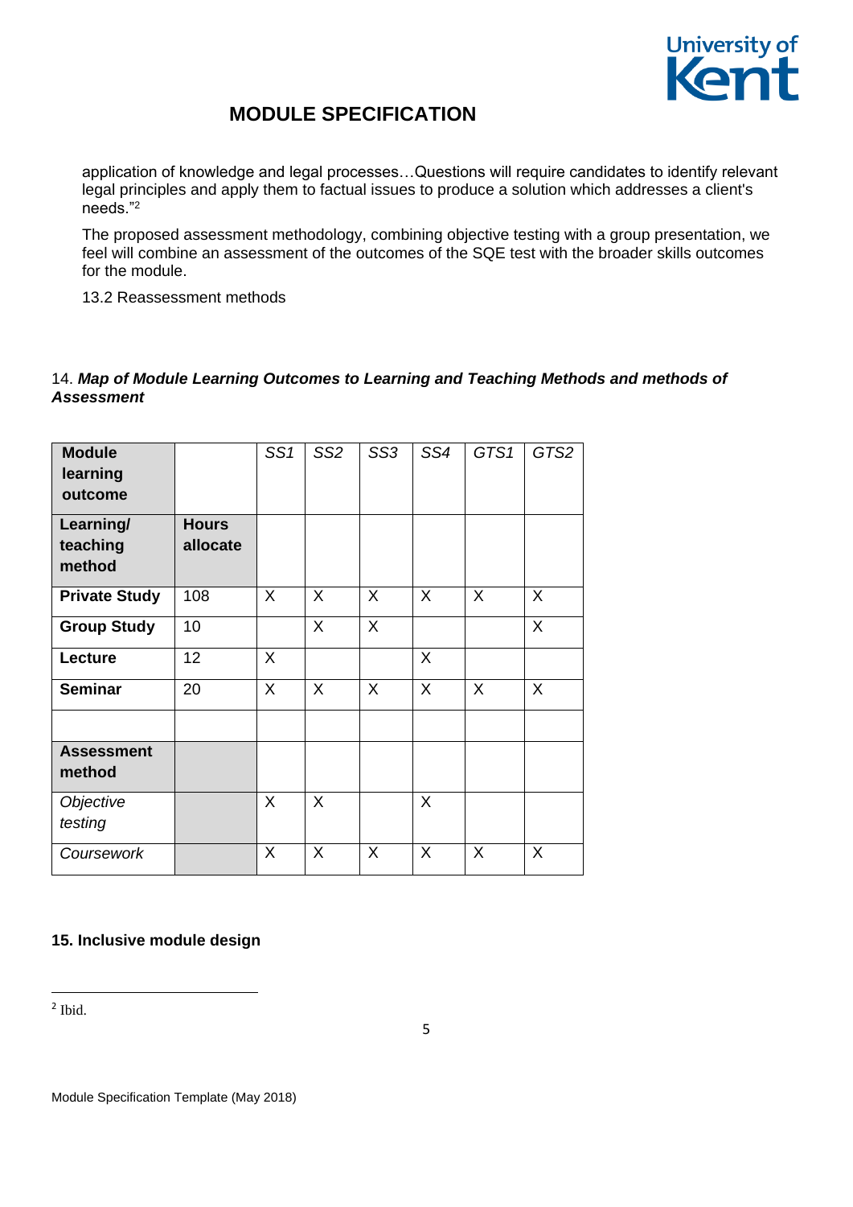application of knowledge and legal processes…Questions will require candidates to identify relevant legal principles and apply them to factual issues to produce a solution which addresses a client's needs."[2]

The proposed assessment methodology, combining objective testing with a group presentation, we feel will combine an assessment of the outcomes of the SQE test with the broader skills outcomes for the module.

13.2 Reassessment methods

14. ***Map of Module Learning Outcomes to Learning and Teaching Methods and methods of Assessment***

| **Module learning outcome** | | *SS1* | *SS2* | *SS3* | *SS4* | *GTS1* | *GTS2* |
|---|---|---|---|---|---|---|---|
| **Learning/ teaching method** | **Hours allocate** | | | | | | |
| **Private Study** | 108 | X | X | X | X | X | X |
| **Group Study** | 10 | | X | X | | | X |
| **Lecture** | 12 | X | | | X | | |
| **Seminar** | 20 | X | X | X | X | X | X |
| | | | | | | | |
| **Assessment method** | | | | | | | |
| *Objective testing* | | X | X | | X | | |
| *Coursework* | | X | X | X | X | X | X |

**15. Inclusive module design**

[2] Ibid.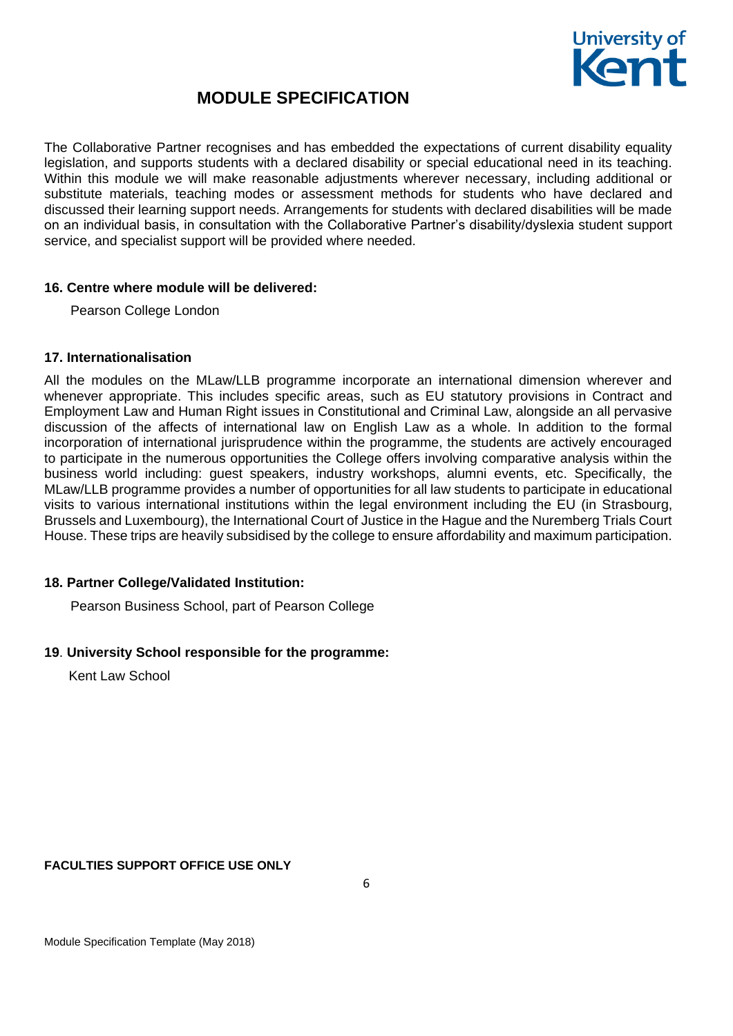The Collaborative Partner recognises and has embedded the expectations of current disability equality legislation, and supports students with a declared disability or special educational need in its teaching. Within this module we will make reasonable adjustments wherever necessary, including additional or substitute materials, teaching modes or assessment methods for students who have declared and discussed their learning support needs. Arrangements for students with declared disabilities will be made on an individual basis, in consultation with the Collaborative Partner's disability/dyslexia student support service, and specialist support will be provided where needed.

**16. Centre where module will be delivered:**

Pearson College London

**17. Internationalisation**

All the modules on the MLaw/LLB programme incorporate an international dimension wherever and whenever appropriate. This includes specific areas, such as EU statutory provisions in Contract and Employment Law and Human Right issues in Constitutional and Criminal Law, alongside an all pervasive discussion of the affects of international law on English Law as a whole. In addition to the formal incorporation of international jurisprudence within the programme, the students are actively encouraged to participate in the numerous opportunities the College offers involving comparative analysis within the business world including: guest speakers, industry workshops, alumni events, etc. Specifically, the MLaw/LLB programme provides a number of opportunities for all law students to participate in educational visits to various international institutions within the legal environment including the EU (in Strasbourg, Brussels and Luxembourg), the International Court of Justice in the Hague and the Nuremberg Trials Court House. These trips are heavily subsidised by the college to ensure affordability and maximum participation.

**18. Partner College/Validated Institution:**

Pearson Business School, part of Pearson College

**19. University School responsible for the programme:**

Kent Law School

**FACULTIES SUPPORT OFFICE USE ONLY**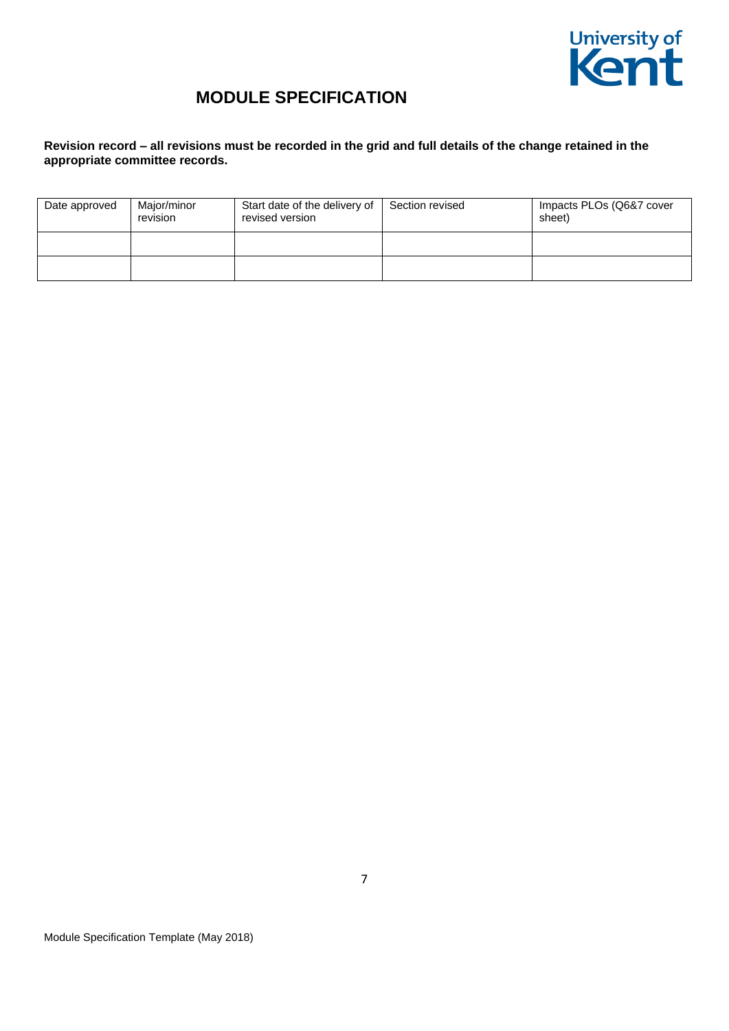# MODULE SPECIFICATION

**Revision record – all revisions must be recorded in the grid and full details of the change retained in the appropriate committee records.**

| Date approved | Major/minor revision | Start date of the delivery of revised version | Section revised | Impacts PLOs (Q6&7 cover sheet) |
|---|---|---|---|---|
| | | | | |
| | | | | |